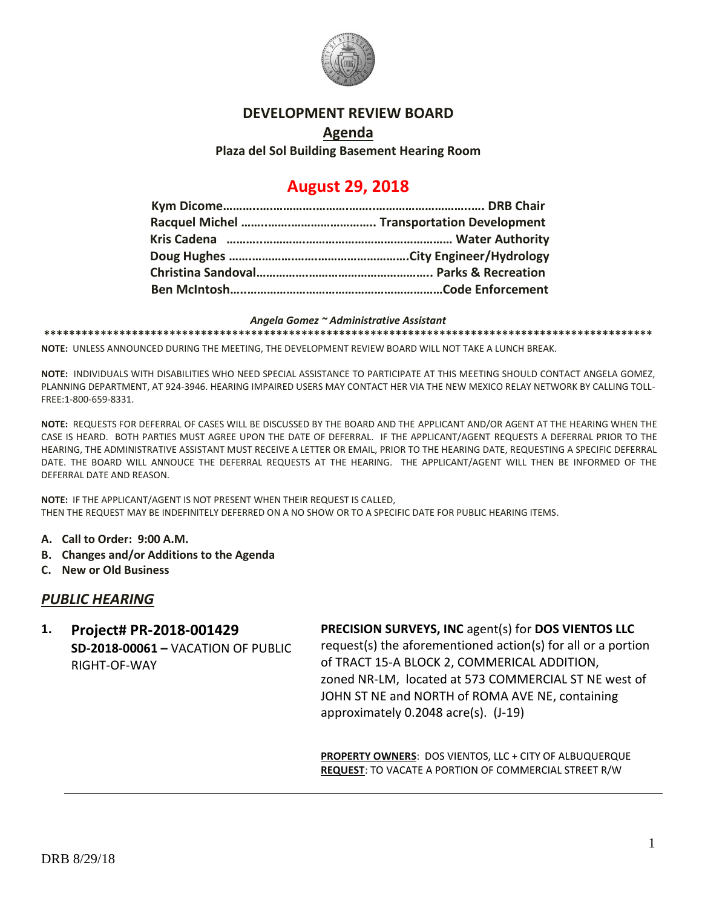# DEVELOPMENT REVIEW BOARD

## Agenda

**Plaza del Sol Building Basement Hearing Room**

## August 29, 2018

**Kym Dicome……………………………………………………………….. DRB Chair**
**Racquel Michel ……………………………………. Transportation Development**
**Kris Cadena ……………………………………………………… Water Authority**
**Doug Hughes ………………………………………………City Engineer/Hydrology**
**Christina Sandoval…………………………………………….. Parks & Recreation**
**Ben McIntosh……………………………………………………Code Enforcement**

***Angela Gomez ~ Administrative Assistant***

**************************************************************************************************

**NOTE:** UNLESS ANNOUNCED DURING THE MEETING, THE DEVELOPMENT REVIEW BOARD WILL NOT TAKE A LUNCH BREAK.

**NOTE:** INDIVIDUALS WITH DISABILITIES WHO NEED SPECIAL ASSISTANCE TO PARTICIPATE AT THIS MEETING SHOULD CONTACT ANGELA GOMEZ, PLANNING DEPARTMENT, AT 924-3946. HEARING IMPAIRED USERS MAY CONTACT HER VIA THE NEW MEXICO RELAY NETWORK BY CALLING TOLL-FREE:1-800-659-8331.

**NOTE:** REQUESTS FOR DEFERRAL OF CASES WILL BE DISCUSSED BY THE BOARD AND THE APPLICANT AND/OR AGENT AT THE HEARING WHEN THE CASE IS HEARD. BOTH PARTIES MUST AGREE UPON THE DATE OF DEFERRAL. IF THE APPLICANT/AGENT REQUESTS A DEFERRAL PRIOR TO THE HEARING, THE ADMINISTRATIVE ASSISTANT MUST RECEIVE A LETTER OR EMAIL, PRIOR TO THE HEARING DATE, REQUESTING A SPECIFIC DEFERRAL DATE. THE BOARD WILL ANNOUCE THE DEFERRAL REQUESTS AT THE HEARING. THE APPLICANT/AGENT WILL THEN BE INFORMED OF THE DEFERRAL DATE AND REASON.

**NOTE:** IF THE APPLICANT/AGENT IS NOT PRESENT WHEN THEIR REQUEST IS CALLED, THEN THE REQUEST MAY BE INDEFINITELY DEFERRED ON A NO SHOW OR TO A SPECIFIC DATE FOR PUBLIC HEARING ITEMS.

- **A. Call to Order: 9:00 A.M.**
- **B. Changes and/or Additions to the Agenda**
- **C. New or Old Business**

## ***PUBLIC HEARING***

**1. Project# PR-2018-001429**
**SD-2018-00061 –** VACATION OF PUBLIC RIGHT-OF-WAY

**PRECISION SURVEYS, INC** agent(s) for **DOS VIENTOS LLC** request(s) the aforementioned action(s) for all or a portion of TRACT 15-A BLOCK 2, COMMERICAL ADDITION, zoned NR-LM, located at 573 COMMERCIAL ST NE west of JOHN ST NE and NORTH of ROMA AVE NE, containing approximately 0.2048 acre(s). (J-19)

**PROPERTY OWNERS**: DOS VIENTOS, LLC + CITY OF ALBUQUERQUE
**REQUEST**: TO VACATE A PORTION OF COMMERCIAL STREET R/W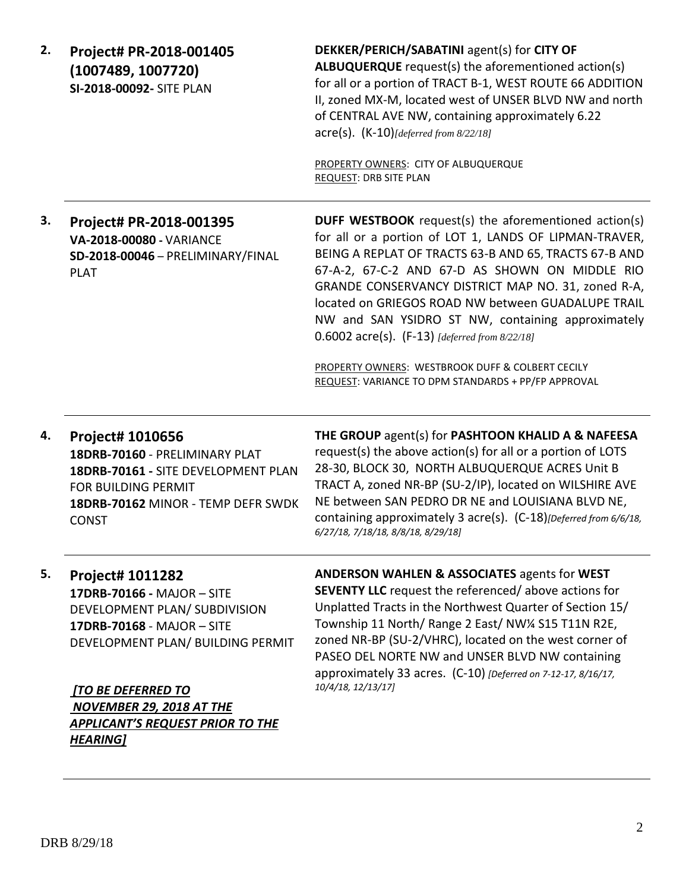**2. Project# PR-2018-001405 (1007489, 1007720)**
**SI-2018-00092-** SITE PLAN

**DEKKER/PERICH/SABATINI** agent(s) for **CITY OF ALBUQUERQUE** request(s) the aforementioned action(s) for all or a portion of TRACT B-1, WEST ROUTE 66 ADDITION II, zoned MX-M, located west of UNSER BLVD NW and north of CENTRAL AVE NW, containing approximately 6.22 acre(s). (K-10)*[deferred from 8/22/18]*

PROPERTY OWNERS: CITY OF ALBUQUERQUE
REQUEST: DRB SITE PLAN

---

**3. Project# PR-2018-001395**
**VA-2018-00080 -** VARIANCE
**SD-2018-00046** – PRELIMINARY/FINAL PLAT

**DUFF WESTBOOK** request(s) the aforementioned action(s) for all or a portion of LOT 1, LANDS OF LIPMAN-TRAVER, BEING A REPLAT OF TRACTS 63-B AND 65, TRACTS 67-B AND 67-A-2, 67-C-2 AND 67-D AS SHOWN ON MIDDLE RIO GRANDE CONSERVANCY DISTRICT MAP NO. 31, zoned R-A, located on GRIEGOS ROAD NW between GUADALUPE TRAIL NW and SAN YSIDRO ST NW, containing approximately 0.6002 acre(s). (F-13) *[deferred from 8/22/18]*

PROPERTY OWNERS: WESTBROOK DUFF & COLBERT CECILY
REQUEST: VARIANCE TO DPM STANDARDS + PP/FP APPROVAL

---

**4. Project# 1010656**
**18DRB-70160** - PRELIMINARY PLAT
**18DRB-70161 -** SITE DEVELOPMENT PLAN FOR BUILDING PERMIT
**18DRB-70162** MINOR - TEMP DEFR SWDK CONST

**THE GROUP** agent(s) for **PASHTOON KHALID A & NAFEESA** request(s) the above action(s) for all or a portion of LOTS 28-30, BLOCK 30, NORTH ALBUQUERQUE ACRES Unit B TRACT A, zoned NR-BP (SU-2/IP), located on WILSHIRE AVE NE between SAN PEDRO DR NE and LOUISIANA BLVD NE, containing approximately 3 acre(s). (C-18)*[Deferred from 6/6/18, 6/27/18, 7/18/18, 8/8/18, 8/29/18]*

---

**5. Project# 1011282**
**17DRB-70166 -** MAJOR – SITE DEVELOPMENT PLAN/ SUBDIVISION
**17DRB-70168** - MAJOR – SITE DEVELOPMENT PLAN/ BUILDING PERMIT

***[TO BE DEFERRED TO NOVEMBER 29, 2018 AT THE APPLICANT'S REQUEST PRIOR TO THE HEARING]***

**ANDERSON WAHLEN & ASSOCIATES** agents for **WEST SEVENTY LLC** request the referenced/ above actions for Unplatted Tracts in the Northwest Quarter of Section 15/ Township 11 North/ Range 2 East/ NW¼ S15 T11N R2E, zoned NR-BP (SU-2/VHRC), located on the west corner of PASEO DEL NORTE NW and UNSER BLVD NW containing approximately 33 acres. (C-10) *[Deferred on 7-12-17, 8/16/17, 10/4/18, 12/13/17]*

---

DRB 8/29/18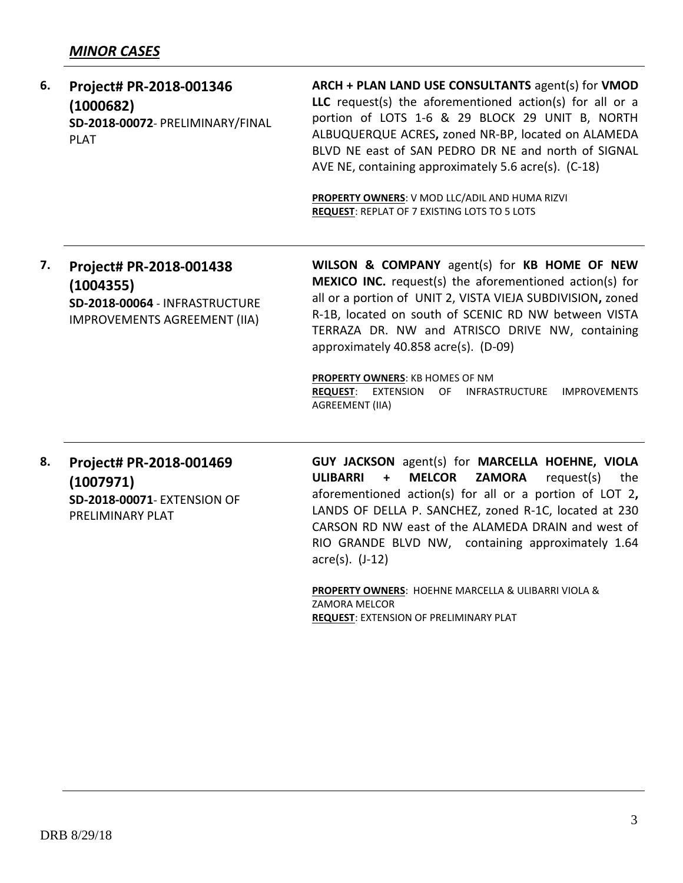## *MINOR CASES*

6. **Project# PR-2018-001346 (1000682)**
   **SD-2018-00072**- PRELIMINARY/FINAL PLAT

   **ARCH + PLAN LAND USE CONSULTANTS** agent(s) for **VMOD LLC** request(s) the aforementioned action(s) for all or a portion of LOTS 1-6 & 29 BLOCK 29 UNIT B, NORTH ALBUQUERQUE ACRES**,** zoned NR-BP, located on ALAMEDA BLVD NE east of SAN PEDRO DR NE and north of SIGNAL AVE NE, containing approximately 5.6 acre(s). (C-18)

   **PROPERTY OWNERS**: V MOD LLC/ADIL AND HUMA RIZVI
   **REQUEST**: REPLAT OF 7 EXISTING LOTS TO 5 LOTS

---

7. **Project# PR-2018-001438 (1004355)**
   **SD-2018-00064** - INFRASTRUCTURE IMPROVEMENTS AGREEMENT (IIA)

   **WILSON & COMPANY** agent(s) for **KB HOME OF NEW MEXICO INC.** request(s) the aforementioned action(s) for all or a portion of UNIT 2, VISTA VIEJA SUBDIVISION**,** zoned R-1B, located on south of SCENIC RD NW between VISTA TERRAZA DR. NW and ATRISCO DRIVE NW, containing approximately 40.858 acre(s). (D-09)

   **PROPERTY OWNERS**: KB HOMES OF NM
   **REQUEST**: EXTENSION OF INFRASTRUCTURE IMPROVEMENTS AGREEMENT (IIA)

---

8. **Project# PR-2018-001469 (1007971)**
   **SD-2018-00071**- EXTENSION OF PRELIMINARY PLAT

   **GUY JACKSON** agent(s) for **MARCELLA HOEHNE, VIOLA ULIBARRI + MELCOR ZAMORA** request(s) the aforementioned action(s) for all or a portion of LOT 2**,** LANDS OF DELLA P. SANCHEZ, zoned R-1C, located at 230 CARSON RD NW east of the ALAMEDA DRAIN and west of RIO GRANDE BLVD NW, containing approximately 1.64 acre(s). (J-12)

   **PROPERTY OWNERS**: HOEHNE MARCELLA & ULIBARRI VIOLA & ZAMORA MELCOR
   **REQUEST**: EXTENSION OF PRELIMINARY PLAT

---

DRB 8/29/18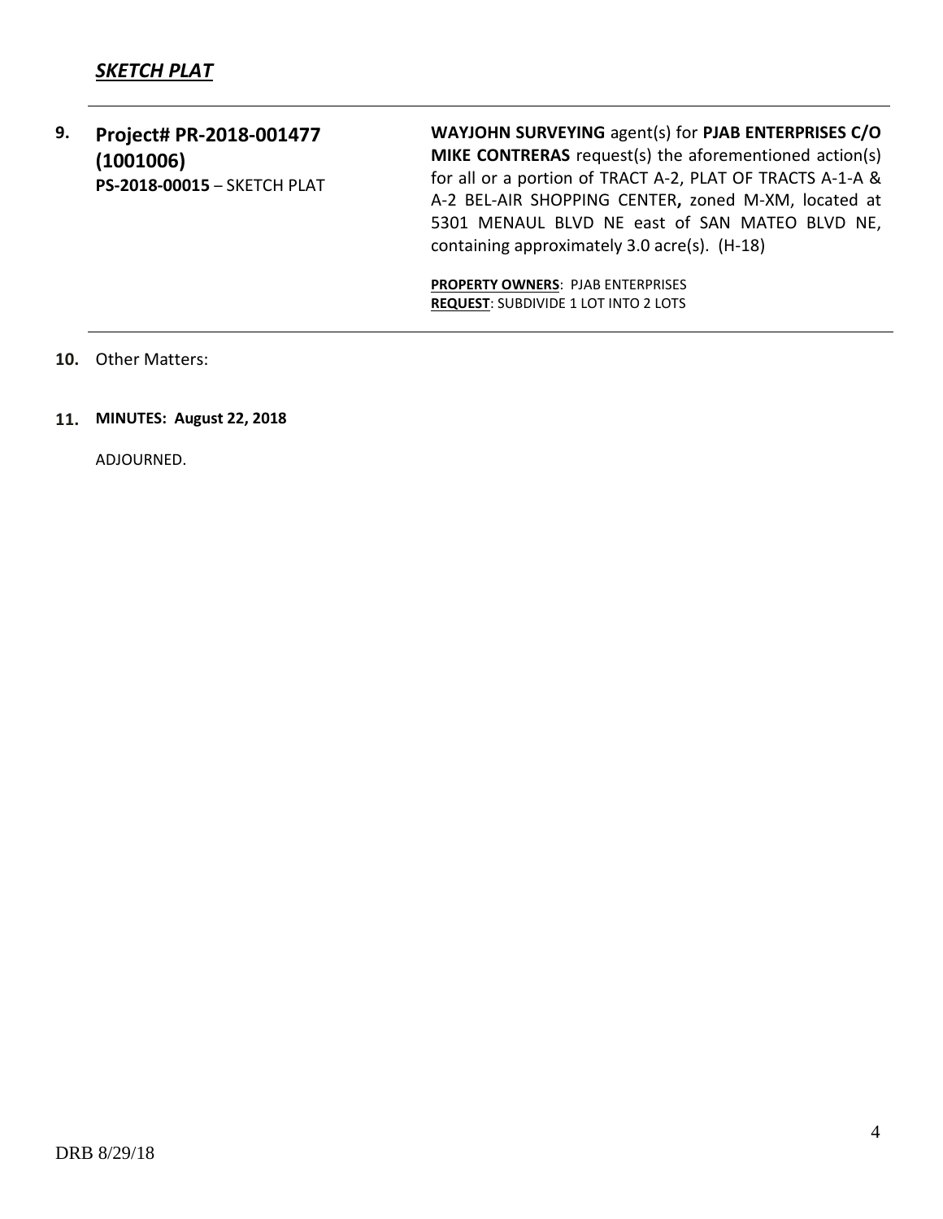## ***SKETCH PLAT***

| | | |
|---|---|---|
| **9.** | **Project# PR-2018-001477 (1001006)**<br>**PS-2018-00015** – SKETCH PLAT | **WAYJOHN SURVEYING** agent(s) for **PJAB ENTERPRISES C/O MIKE CONTRERAS** request(s) the aforementioned action(s) for all or a portion of TRACT A-2, PLAT OF TRACTS A-1-A & A-2 BEL-AIR SHOPPING CENTER**,** zoned M-XM, located at 5301 MENAUL BLVD NE east of SAN MATEO BLVD NE, containing approximately 3.0 acre(s). (H-18)<br><br>**PROPERTY OWNERS**: PJAB ENTERPRISES<br>**REQUEST**: SUBDIVIDE 1 LOT INTO 2 LOTS |

**10.** Other Matters:

**11. MINUTES: August 22, 2018**

ADJOURNED.

DRB 8/29/18